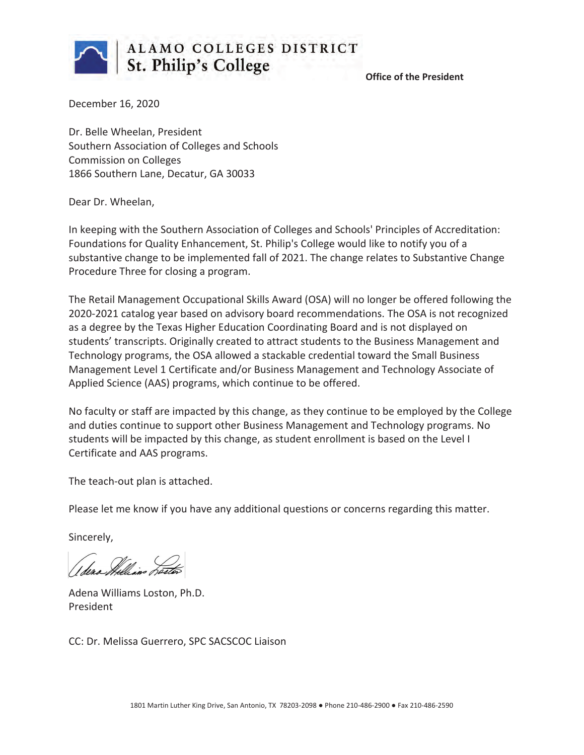ALAMO COLLEGES DISTRICT
St. Philip's College

**Office of the President**

December 16, 2020

Dr. Belle Wheelan, President
Southern Association of Colleges and Schools
Commission on Colleges
1866 Southern Lane, Decatur, GA 30033

Dear Dr. Wheelan,

In keeping with the Southern Association of Colleges and Schools' Principles of Accreditation: Foundations for Quality Enhancement, St. Philip's College would like to notify you of a substantive change to be implemented fall of 2021. The change relates to Substantive Change Procedure Three for closing a program.

The Retail Management Occupational Skills Award (OSA) will no longer be offered following the 2020-2021 catalog year based on advisory board recommendations. The OSA is not recognized as a degree by the Texas Higher Education Coordinating Board and is not displayed on students' transcripts. Originally created to attract students to the Business Management and Technology programs, the OSA allowed a stackable credential toward the Small Business Management Level 1 Certificate and/or Business Management and Technology Associate of Applied Science (AAS) programs, which continue to be offered.

No faculty or staff are impacted by this change, as they continue to be employed by the College and duties continue to support other Business Management and Technology programs. No students will be impacted by this change, as student enrollment is based on the Level I Certificate and AAS programs.

The teach-out plan is attached.

Please let me know if you have any additional questions or concerns regarding this matter.

Sincerely,

Adena Williams Loston, Ph.D.
President

CC: Dr. Melissa Guerrero, SPC SACSCOC Liaison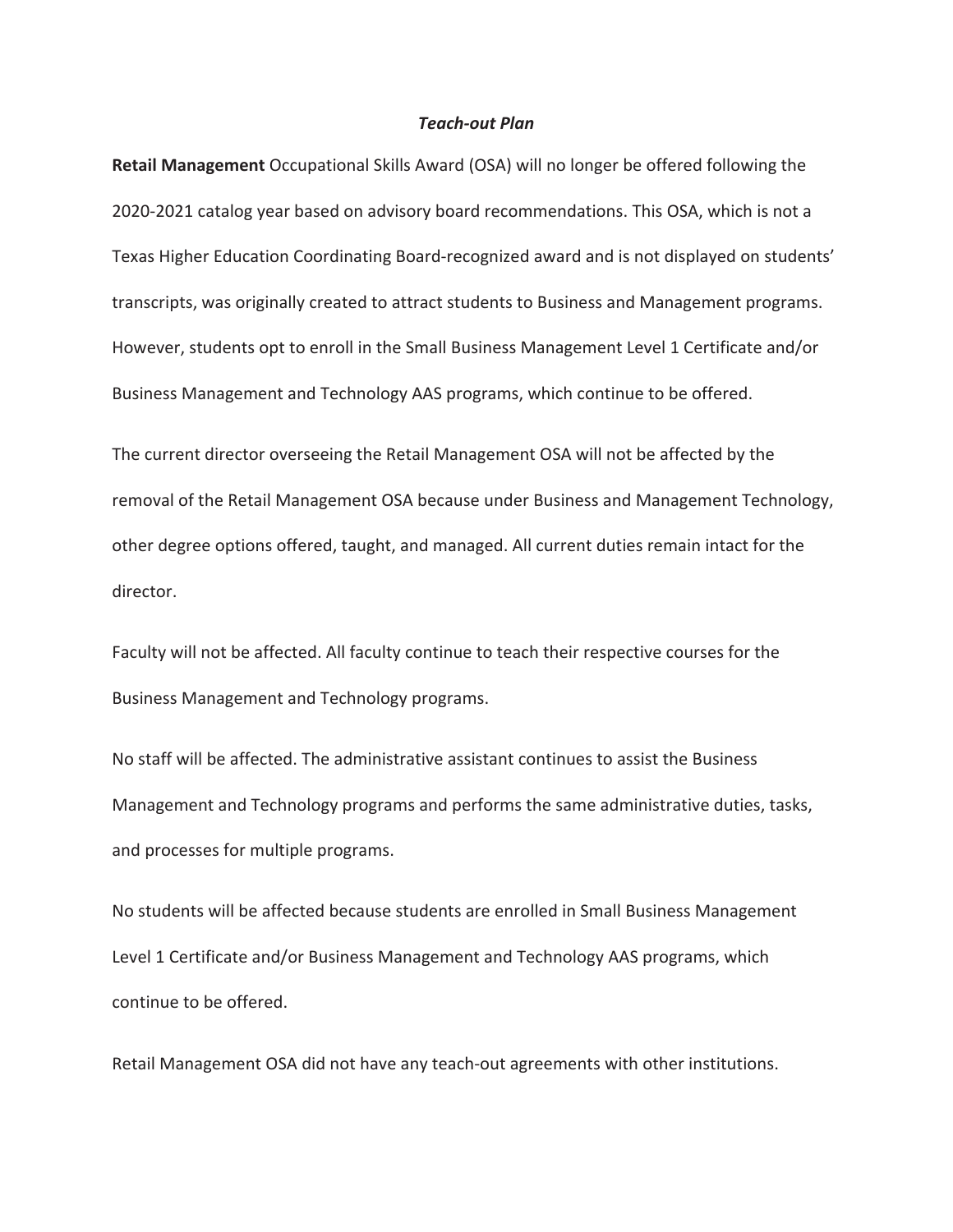***Teach-out Plan***

**Retail Management** Occupational Skills Award (OSA) will no longer be offered following the 2020-2021 catalog year based on advisory board recommendations. This OSA, which is not a Texas Higher Education Coordinating Board-recognized award and is not displayed on students' transcripts, was originally created to attract students to Business and Management programs. However, students opt to enroll in the Small Business Management Level 1 Certificate and/or Business Management and Technology AAS programs, which continue to be offered.

The current director overseeing the Retail Management OSA will not be affected by the removal of the Retail Management OSA because under Business and Management Technology, other degree options offered, taught, and managed. All current duties remain intact for the director.

Faculty will not be affected. All faculty continue to teach their respective courses for the Business Management and Technology programs.

No staff will be affected. The administrative assistant continues to assist the Business Management and Technology programs and performs the same administrative duties, tasks, and processes for multiple programs.

No students will be affected because students are enrolled in Small Business Management Level 1 Certificate and/or Business Management and Technology AAS programs, which continue to be offered.

Retail Management OSA did not have any teach-out agreements with other institutions.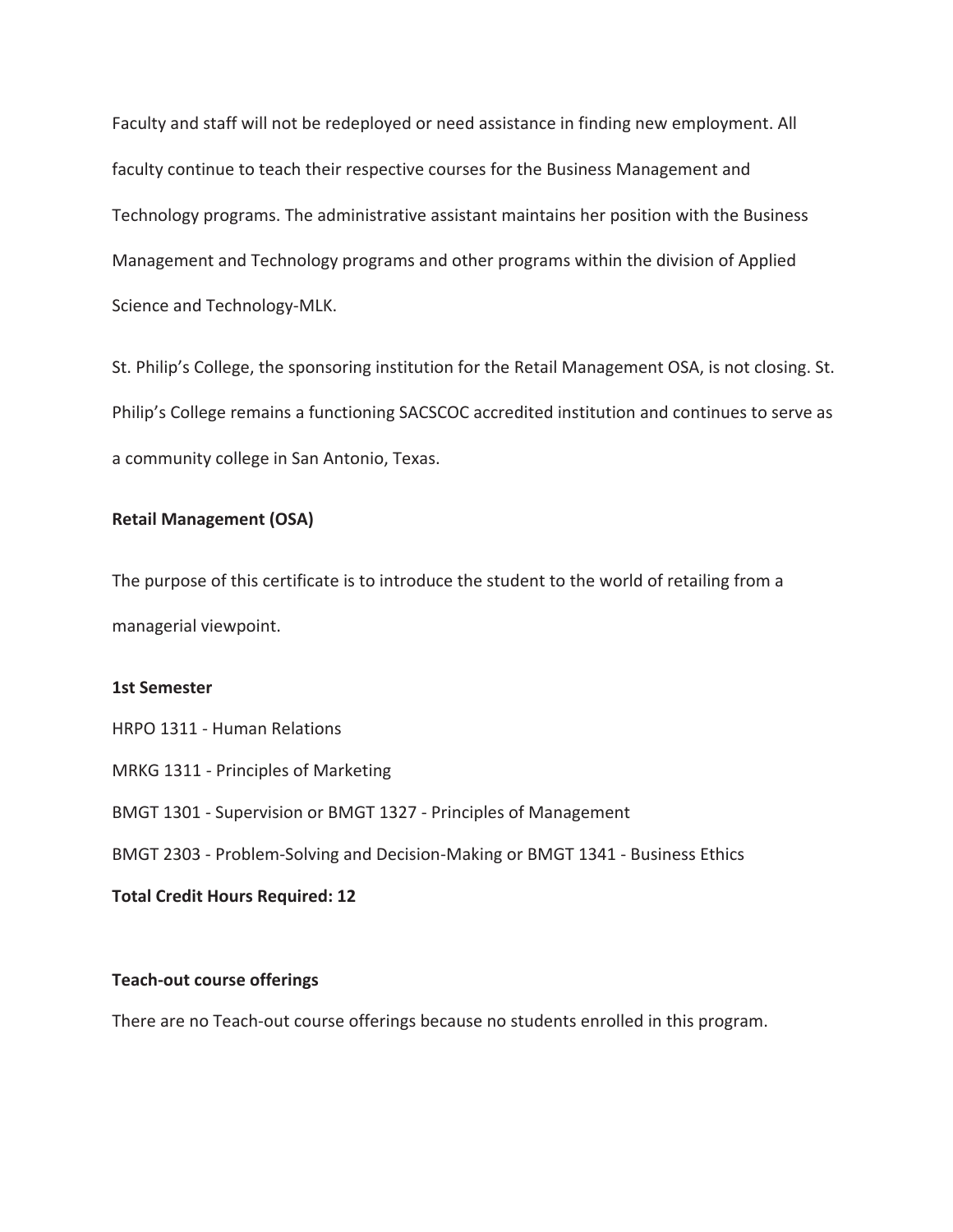Faculty and staff will not be redeployed or need assistance in finding new employment. All faculty continue to teach their respective courses for the Business Management and Technology programs. The administrative assistant maintains her position with the Business Management and Technology programs and other programs within the division of Applied Science and Technology-MLK.

St. Philip's College, the sponsoring institution for the Retail Management OSA, is not closing. St. Philip's College remains a functioning SACSCOC accredited institution and continues to serve as a community college in San Antonio, Texas.

**Retail Management (OSA)**

The purpose of this certificate is to introduce the student to the world of retailing from a managerial viewpoint.

**1st Semester**

HRPO 1311 - Human Relations

MRKG 1311 - Principles of Marketing

BMGT 1301 - Supervision or BMGT 1327 - Principles of Management

BMGT 2303 - Problem-Solving and Decision-Making or BMGT 1341 - Business Ethics

**Total Credit Hours Required: 12**

**Teach-out course offerings**

There are no Teach-out course offerings because no students enrolled in this program.